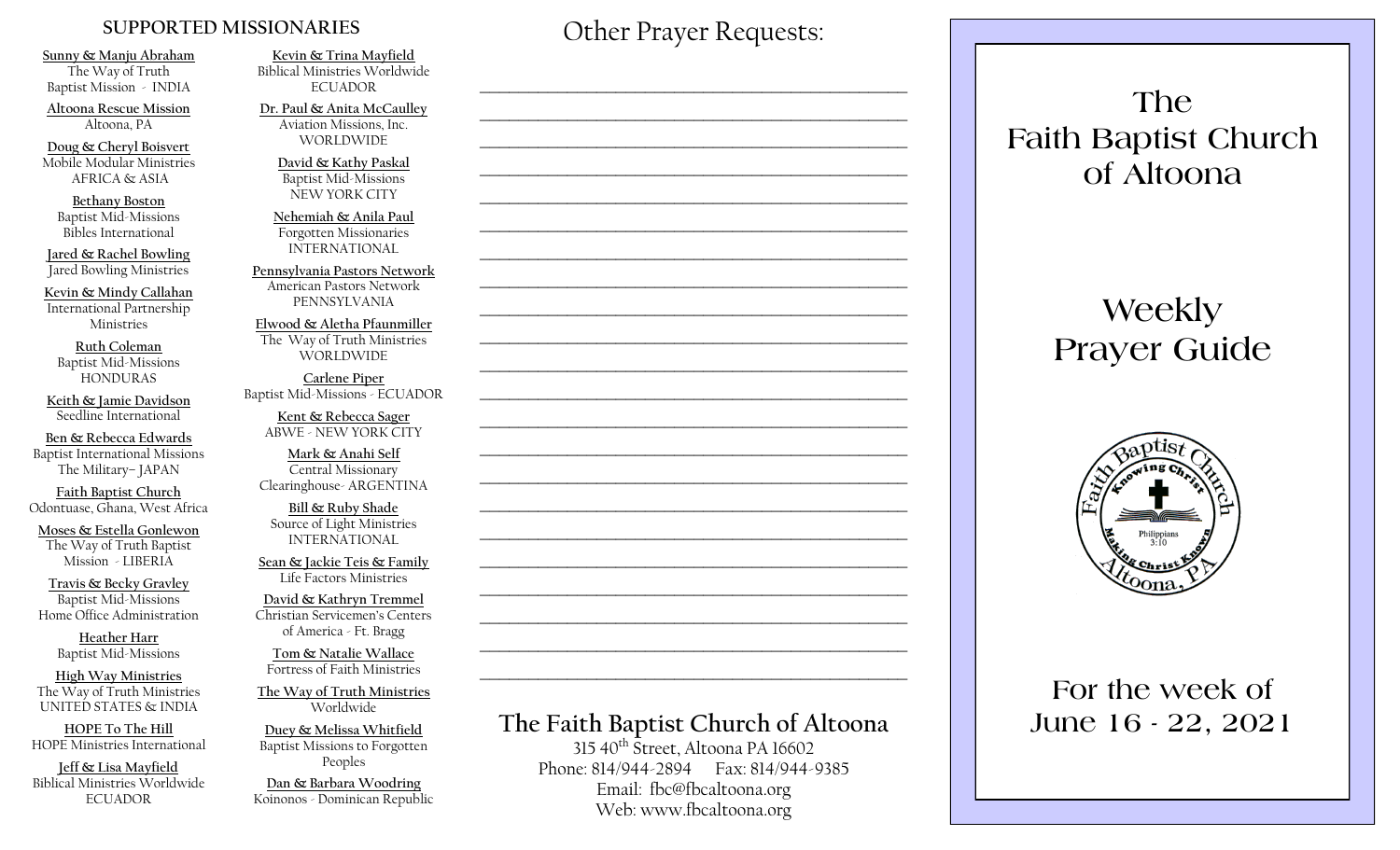## SUPPORTED MISSIONARIES

**Sunny & Manju Abraham**
The Way of Truth Baptist Mission - INDIA

**Altoona Rescue Mission**
Altoona, PA

**Doug & Cheryl Boisvert**
Mobile Modular Ministries
AFRICA & ASIA

**Bethany Boston**
Baptist Mid-Missions
Bibles International

**Jared & Rachel Bowling**
Jared Bowling Ministries

**Kevin & Mindy Callahan**
International Partnership Ministries

**Ruth Coleman**
Baptist Mid-Missions
HONDURAS

**Keith & Jamie Davidson**
Seedline International

**Ben & Rebecca Edwards**
Baptist International Missions
The Military– JAPAN

**Faith Baptist Church**
Odontuase, Ghana, West Africa

**Moses & Estella Gonlewon**
The Way of Truth Baptist Mission - LIBERIA

**Travis & Becky Gravley**
Baptist Mid-Missions
Home Office Administration

**Heather Harr**
Baptist Mid-Missions

**High Way Ministries**
The Way of Truth Ministries
UNITED STATES & INDIA

**HOPE To The Hill**
HOPE Ministries International

**Jeff & Lisa Mayfield**
Biblical Ministries Worldwide
ECUADOR

**Kevin & Trina Mayfield**
Biblical Ministries Worldwide
ECUADOR

**Dr. Paul & Anita McCaulley**
Aviation Missions, Inc.
WORLDWIDE

**David & Kathy Paskal**
Baptist Mid-Missions
NEW YORK CITY

**Nehemiah & Anila Paul**
Forgotten Missionaries
INTERNATIONAL

**Pennsylvania Pastors Network**
American Pastors Network
PENNSYLVANIA

**Elwood & Aletha Pfaunmiller**
The Way of Truth Ministries
WORLDWIDE

**Carlene Piper**
Baptist Mid-Missions - ECUADOR

**Kent & Rebecca Sager**
ABWE - NEW YORK CITY

**Mark & Anahi Self**
Central Missionary Clearinghouse- ARGENTINA

**Bill & Ruby Shade**
Source of Light Ministries
INTERNATIONAL

**Sean & Jackie Teis & Family**
Life Factors Ministries

**David & Kathryn Tremmel**
Christian Servicemen's Centers of America - Ft. Bragg

**Tom & Natalie Wallace**
Fortress of Faith Ministries

**The Way of Truth Ministries**
Worldwide

**Duey & Melissa Whitfield**
Baptist Missions to Forgotten Peoples

**Dan & Barbara Woodring**
Koinonos - Dominican Republic

## Other Prayer Requests:

_______________________________________________

_______________________________________________

_______________________________________________

_______________________________________________

_______________________________________________

_______________________________________________

_______________________________________________

_______________________________________________

_______________________________________________

_______________________________________________

_______________________________________________

_______________________________________________

_______________________________________________

_______________________________________________

_______________________________________________

_______________________________________________

_______________________________________________

_______________________________________________

_______________________________________________

_______________________________________________

_______________________________________________

_______________________________________________

## The Faith Baptist Church of Altoona

315 40th Street, Altoona PA 16602
Phone: 814/944-2894 Fax: 814/944-9385
Email: fbc@fbcaltoona.org
Web: www.fbcaltoona.org

# The Faith Baptist Church of Altoona

# Weekly Prayer Guide

Faith Baptist Church — Knowing Christ — Making Christ Known — Philippians 3:10 — Altoona, PA

## For the week of June 16 - 22, 2021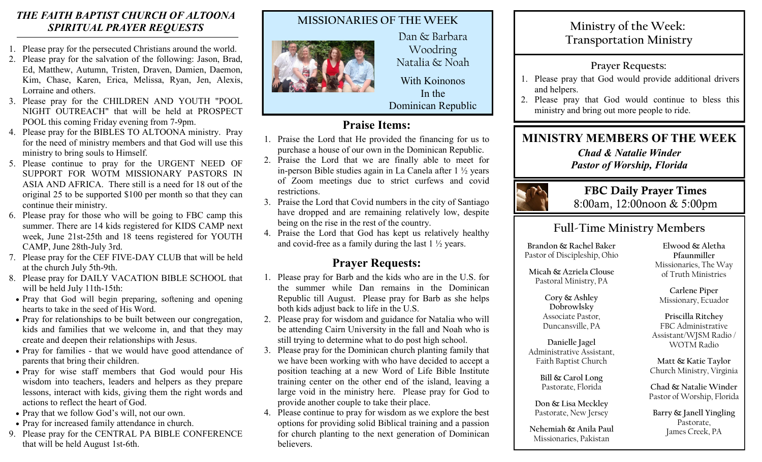## *THE FAITH BAPTIST CHURCH OF ALTOONA SPIRITUAL PRAYER REQUESTS*

1. Please pray for the persecuted Christians around the world.
2. Please pray for the salvation of the following: Jason, Brad, Ed, Matthew, Autumn, Tristen, Draven, Damien, Daemon, Kim, Chase, Karen, Erica, Melissa, Ryan, Jen, Alexis, Lorraine and others.
3. Please pray for the CHILDREN AND YOUTH "POOL NIGHT OUTREACH" that will be held at PROSPECT POOL this coming Friday evening from 7-9pm.
4. Please pray for the BIBLES TO ALTOONA ministry. Pray for the need of ministry members and that God will use this ministry to bring souls to Himself.
5. Please continue to pray for the URGENT NEED OF SUPPORT FOR WOTM MISSIONARY PASTORS IN ASIA AND AFRICA. There still is a need for 18 out of the original 25 to be supported $100 per month so that they can continue their ministry.
6. Please pray for those who will be going to FBC camp this summer. There are 14 kids registered for KIDS CAMP next week, June 21st-25th and 18 teens registered for YOUTH CAMP, June 28th-July 3rd.
7. Please pray for the CEF FIVE-DAY CLUB that will be held at the church July 5th-9th.
8. Please pray for DAILY VACATION BIBLE SCHOOL that will be held July 11th-15th:
   - Pray that God will begin preparing, softening and opening hearts to take in the seed of His Word.
   - Pray for relationships to be built between our congregation, kids and families that we welcome in, and that they may create and deepen their relationships with Jesus.
   - Pray for families - that we would have good attendance of parents that bring their children.
   - Pray for wise staff members that God would pour His wisdom into teachers, leaders and helpers as they prepare lessons, interact with kids, giving them the right words and actions to reflect the heart of God.
   - Pray that we follow God's will, not our own.
   - Pray for increased family attendance in church.
9. Please pray for the CENTRAL PA BIBLE CONFERENCE that will be held August 1st-6th.

## MISSIONARIES OF THE WEEK

Dan & Barbara Woodring
Natalia & Noah

With Koinonos
In the
Dominican Republic

### Praise Items:

1. Praise the Lord that He provided the financing for us to purchase a house of our own in the Dominican Republic.
2. Praise the Lord that we are finally able to meet for in-person Bible studies again in La Canela after 1 ½ years of Zoom meetings due to strict curfews and covid restrictions.
3. Praise the Lord that Covid numbers in the city of Santiago have dropped and are remaining relatively low, despite being on the rise in the rest of the country.
4. Praise the Lord that God has kept us relatively healthy and covid-free as a family during the last 1 ½ years.

### Prayer Requests:

1. Please pray for Barb and the kids who are in the U.S. for the summer while Dan remains in the Dominican Republic till August. Please pray for Barb as she helps both kids adjust back to life in the U.S.
2. Please pray for wisdom and guidance for Natalia who will be attending Cairn University in the fall and Noah who is still trying to determine what to do post high school.
3. Please pray for the Dominican church planting family that we have been working with who have decided to accept a position teaching at a new Word of Life Bible Institute training center on the other end of the island, leaving a large void in the ministry here. Please pray for God to provide another couple to take their place.
4. Please continue to pray for wisdom as we explore the best options for providing solid Biblical training and a passion for church planting to the next generation of Dominican believers.

## Ministry of the Week: Transportation Ministry

### Prayer Requests:

1. Please pray that God would provide additional drivers and helpers.
2. Please pray that God would continue to bless this ministry and bring out more people to ride.

## MINISTRY MEMBERS OF THE WEEK

***Chad & Natalie Winder***
***Pastor of Worship, Florida***

## FBC Daily Prayer Times

8:00am, 12:00noon & 5:00pm

## Full-Time Ministry Members

**Brandon & Rachel Baker**
Pastor of Discipleship, Ohio

**Micah & Azriela Clouse**
Pastoral Ministry, PA

**Cory & Ashley Dobrowlsky**
Associate Pastor, Duncansville, PA

**Danielle Jagel**
Administrative Assistant, Faith Baptist Church

**Bill & Carol Long**
Pastorate, Florida

**Don & Lisa Meckley**
Pastorate, New Jersey

**Nehemiah & Anila Paul**
Missionaries, Pakistan

**Elwood & Aletha Pfaunmiller**
Missionaries, The Way of Truth Ministries

**Carlene Piper**
Missionary, Ecuador

**Priscilla Ritchey**
FBC Administrative Assistant/WJSM Radio / WOTM Radio

**Matt & Katie Taylor**
Church Ministry, Virginia

**Chad & Natalie Winder**
Pastor of Worship, Florida

**Barry & Janell Yingling**
Pastorate, James Creek, PA